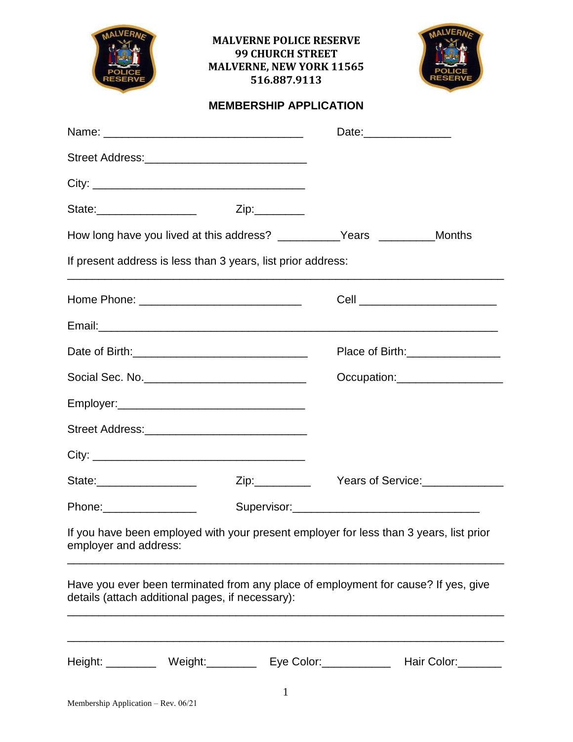**MALVERNE POLICE RESERVE**
**99 CHURCH STREET**
**MALVERNE, NEW YORK 11565**
**516.887.9113**

## MEMBERSHIP APPLICATION

Name: ______________________________ Date:_____________

Street Address:________________________

City: ________________________________

State:_______________ Zip:________

How long have you lived at this address? _________Years ________Months

If present address is less than 3 years, list prior address:

_________________________________________________________________

Home Phone: _________________________ Cell _____________________

Email:___________________________________________________________

Date of Birth:___________________________ Place of Birth:______________

Social Sec. No._________________________ Occupation:________________

Employer:______________________________

Street Address:________________________

City: ________________________________

State:_______________ Zip:_________ Years of Service:____________

Phone:______________ Supervisor:______________________________

If you have been employed with your present employer for less than 3 years, list prior employer and address:

_________________________________________________________________

Have you ever been terminated from any place of employment for cause? If yes, give details (attach additional pages, if necessary):

_________________________________________________________________

_________________________________________________________________

Height: _______ Weight:_______ Eye Color:__________ Hair Color:______

Membership Application – Rev. 06/21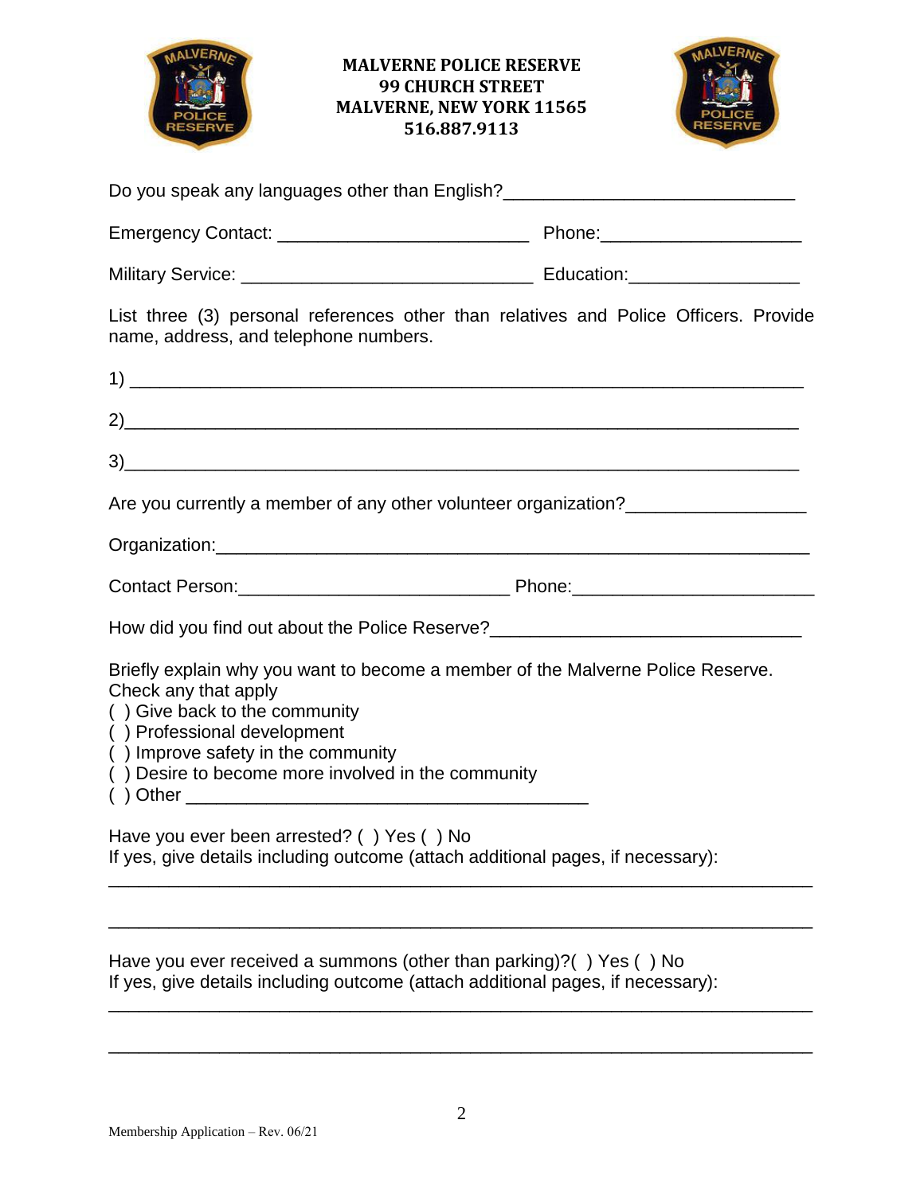**MALVERNE POLICE RESERVE**
**99 CHURCH STREET**
**MALVERNE, NEW YORK 11565**
**516.887.9113**

Do you speak any languages other than English?____________________________

Emergency Contact: ________________________ Phone:___________________

Military Service: ____________________________ Education:________________

List three (3) personal references other than relatives and Police Officers. Provide name, address, and telephone numbers.

1) ____________________________________________________________________

2)____________________________________________________________________

3)____________________________________________________________________

Are you currently a member of any other volunteer organization?_________________

Organization:__________________________________________________________

Contact Person:__________________________ Phone:_______________________

How did you find out about the Police Reserve?______________________________

Briefly explain why you want to become a member of the Malverne Police Reserve.
Check any that apply

( ) Give back to the community
( ) Professional development
( ) Improve safety in the community
( ) Desire to become more involved in the community
( ) Other ______________________________________

Have you ever been arrested? ( ) Yes ( ) No
If yes, give details including outcome (attach additional pages, if necessary):

______________________________________________________________________

______________________________________________________________________

Have you ever received a summons (other than parking)?( ) Yes ( ) No
If yes, give details including outcome (attach additional pages, if necessary):

______________________________________________________________________

______________________________________________________________________

Membership Application – Rev. 06/21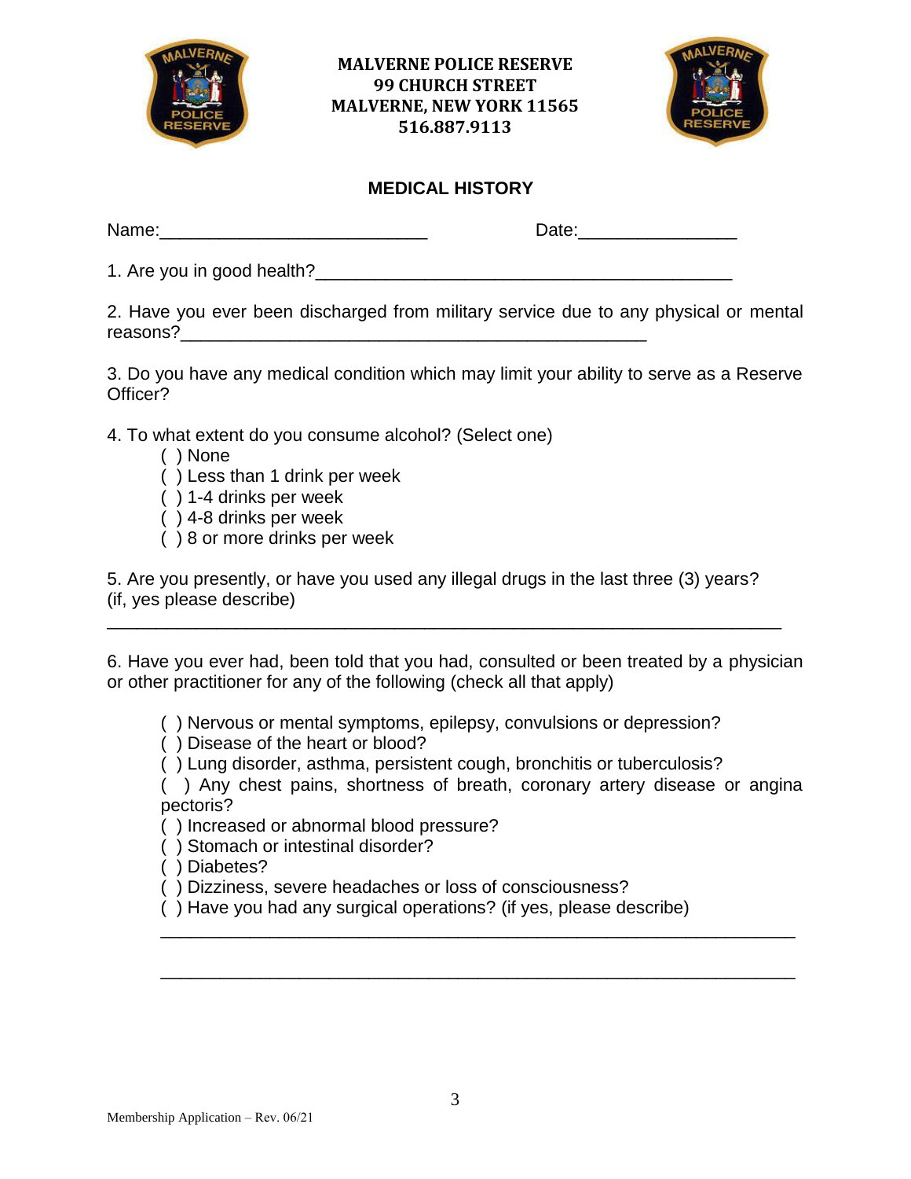**MALVERNE POLICE RESERVE**
**99 CHURCH STREET**
**MALVERNE, NEW YORK 11565**
**516.887.9113**

## MEDICAL HISTORY

Name:___________________________ Date:________________

1. Are you in good health?_________________________________________

2. Have you ever been discharged from military service due to any physical or mental reasons?_______________________________________________

3. Do you have any medical condition which may limit your ability to serve as a Reserve Officer?

4. To what extent do you consume alcohol? (Select one)
   - ( ) None
   - ( ) Less than 1 drink per week
   - ( ) 1-4 drinks per week
   - ( ) 4-8 drinks per week
   - ( ) 8 or more drinks per week

5. Are you presently, or have you used any illegal drugs in the last three (3) years? (if, yes please describe)

_____________________________________________________________________

6. Have you ever had, been told that you had, consulted or been treated by a physician or other practitioner for any of the following (check all that apply)

   - ( ) Nervous or mental symptoms, epilepsy, convulsions or depression?
   - ( ) Disease of the heart or blood?
   - ( ) Lung disorder, asthma, persistent cough, bronchitis or tuberculosis?
   - ( ) Any chest pains, shortness of breath, coronary artery disease or angina pectoris?
   - ( ) Increased or abnormal blood pressure?
   - ( ) Stomach or intestinal disorder?
   - ( ) Diabetes?
   - ( ) Dizziness, severe headaches or loss of consciousness?
   - ( ) Have you had any surgical operations? (if yes, please describe)

   _______________________________________________________________

   _______________________________________________________________

Membership Application – Rev. 06/21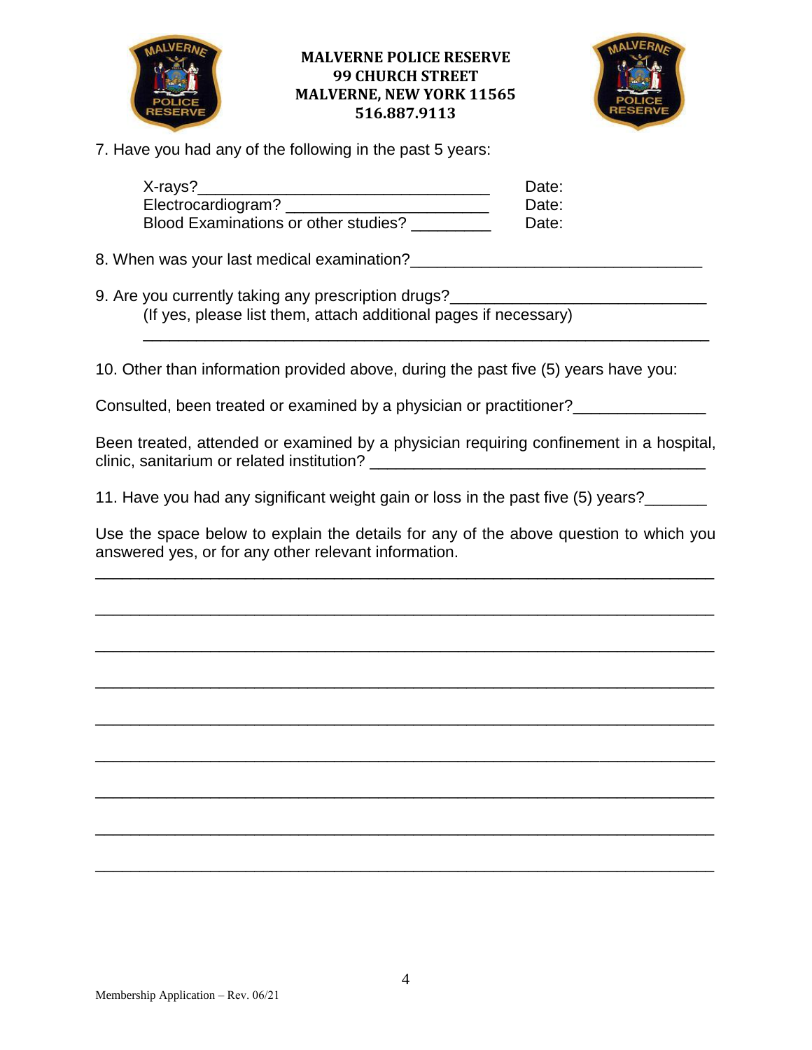**MALVERNE POLICE RESERVE**
**99 CHURCH STREET**
**MALVERNE, NEW YORK 11565**
**516.887.9113**

7. Have you had any of the following in the past 5 years:

X-rays?_________________________________ Date:
Electrocardiogram? ______________________ Date:
Blood Examinations or other studies? _________ Date:

8. When was your last medical examination?________________________________

9. Are you currently taking any prescription drugs?____________________________
(If yes, please list them, attach additional pages if necessary)
______________________________________________________________

10. Other than information provided above, during the past five (5) years have you:

Consulted, been treated or examined by a physician or practitioner?_______________

Been treated, attended or examined by a physician requiring confinement in a hospital, clinic, sanitarium or related institution? _____________________________________

11. Have you had any significant weight gain or loss in the past five (5) years?_______

Use the space below to explain the details for any of the above question to which you answered yes, or for any other relevant information.

____________________________________________________________________

____________________________________________________________________

____________________________________________________________________

____________________________________________________________________

____________________________________________________________________

____________________________________________________________________

____________________________________________________________________

____________________________________________________________________

____________________________________________________________________

Membership Application – Rev. 06/21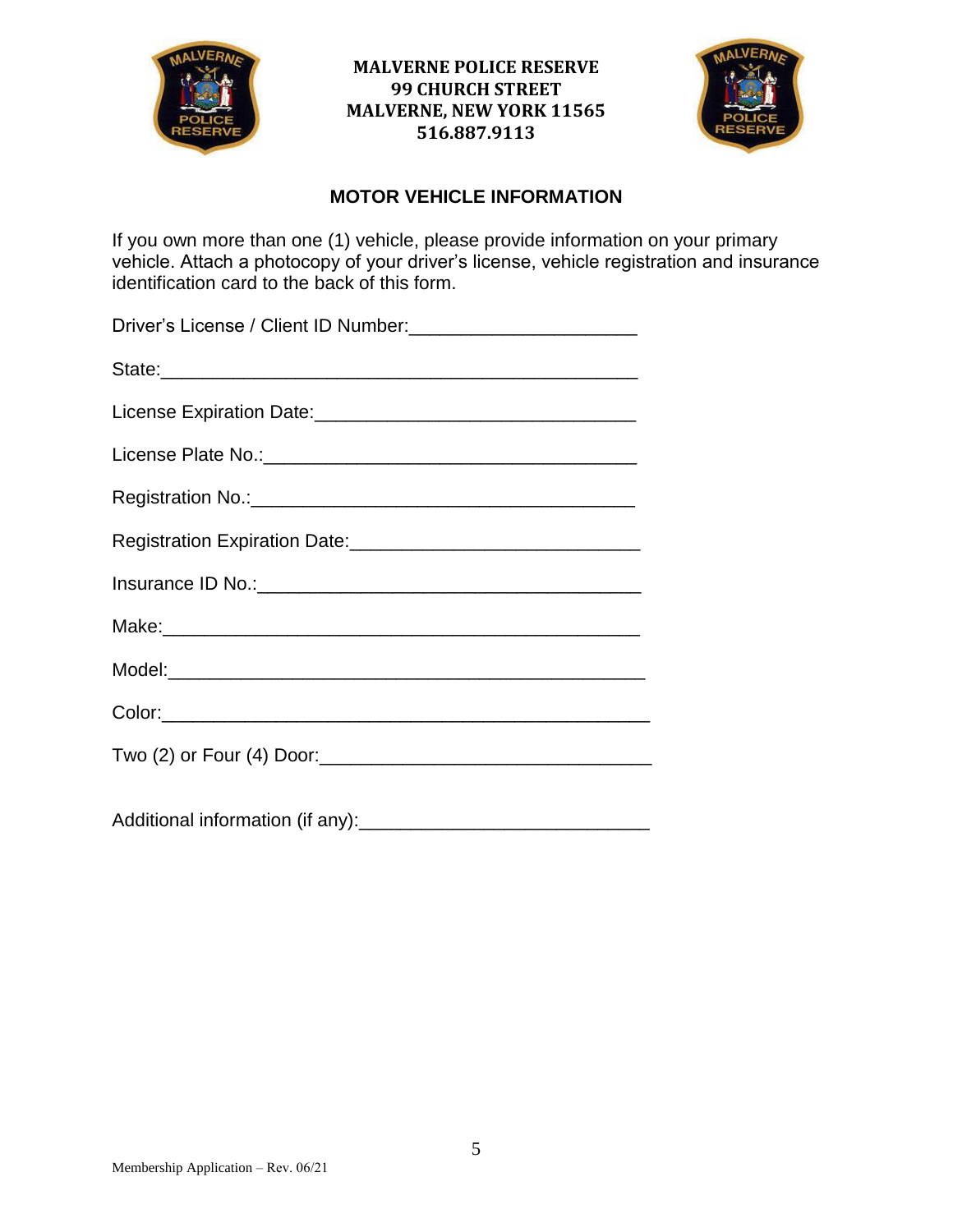**MALVERNE POLICE RESERVE**
**99 CHURCH STREET**
**MALVERNE, NEW YORK 11565**
**516.887.9113**

## MOTOR VEHICLE INFORMATION

If you own more than one (1) vehicle, please provide information on your primary vehicle. Attach a photocopy of your driver's license, vehicle registration and insurance identification card to the back of this form.

Driver's License / Client ID Number:______________________

State:_______________________________________________

License Expiration Date:_______________________________

License Plate No.:___________________________________

Registration No.:____________________________________

Registration Expiration Date:____________________________

Insurance ID No.:____________________________________

Make:_______________________________________________

Model:_______________________________________________

Color:________________________________________________

Two (2) or Four (4) Door:_______________________________

Additional information (if any):____________________________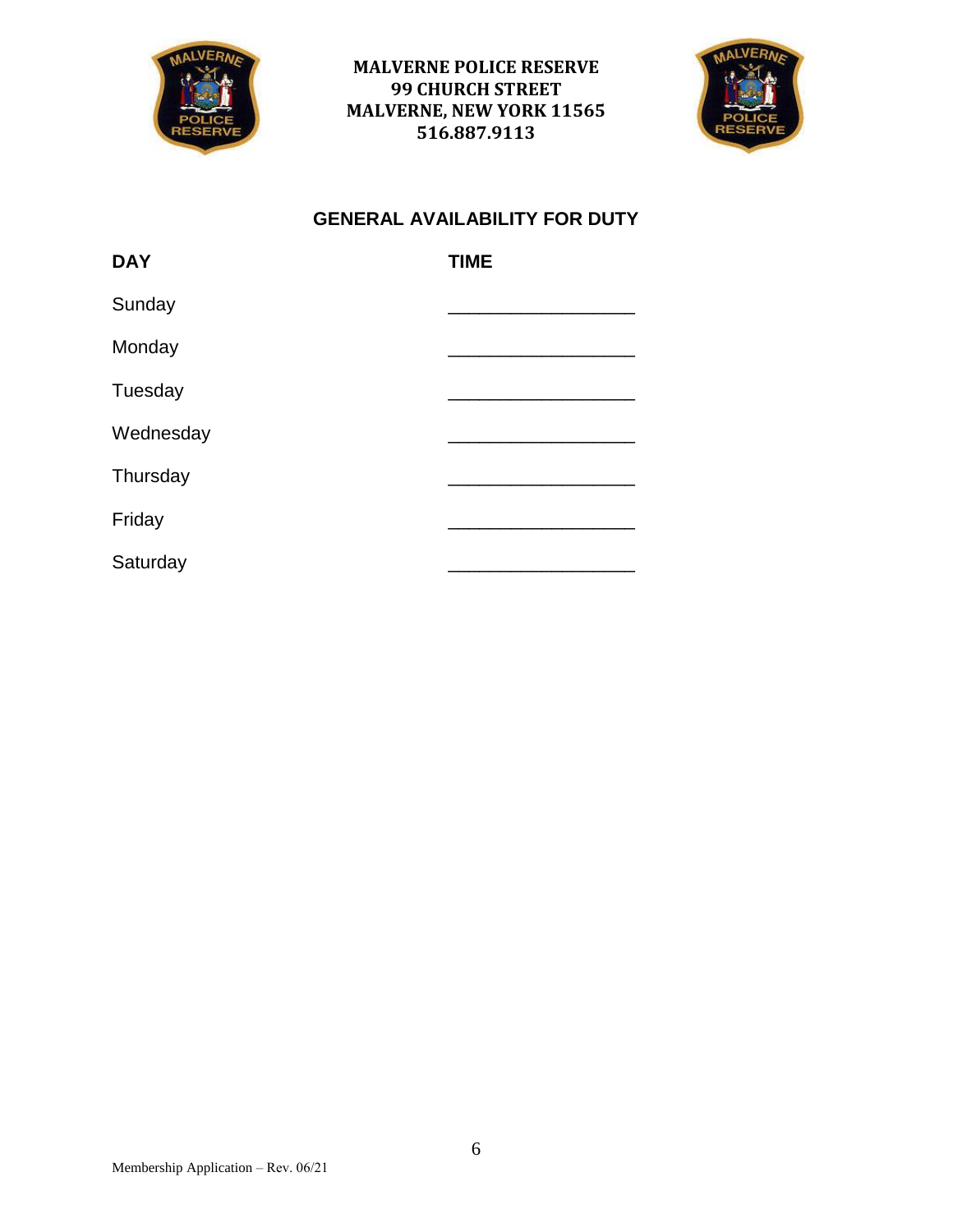**MALVERNE POLICE RESERVE**
**99 CHURCH STREET**
**MALVERNE, NEW YORK 11565**
**516.887.9113**

## GENERAL AVAILABILITY FOR DUTY

| DAY | TIME |
|---|---|
| Sunday | ____________________ |
| Monday | ____________________ |
| Tuesday | ____________________ |
| Wednesday | ____________________ |
| Thursday | ____________________ |
| Friday | ____________________ |
| Saturday | ____________________ |

Membership Application – Rev. 06/21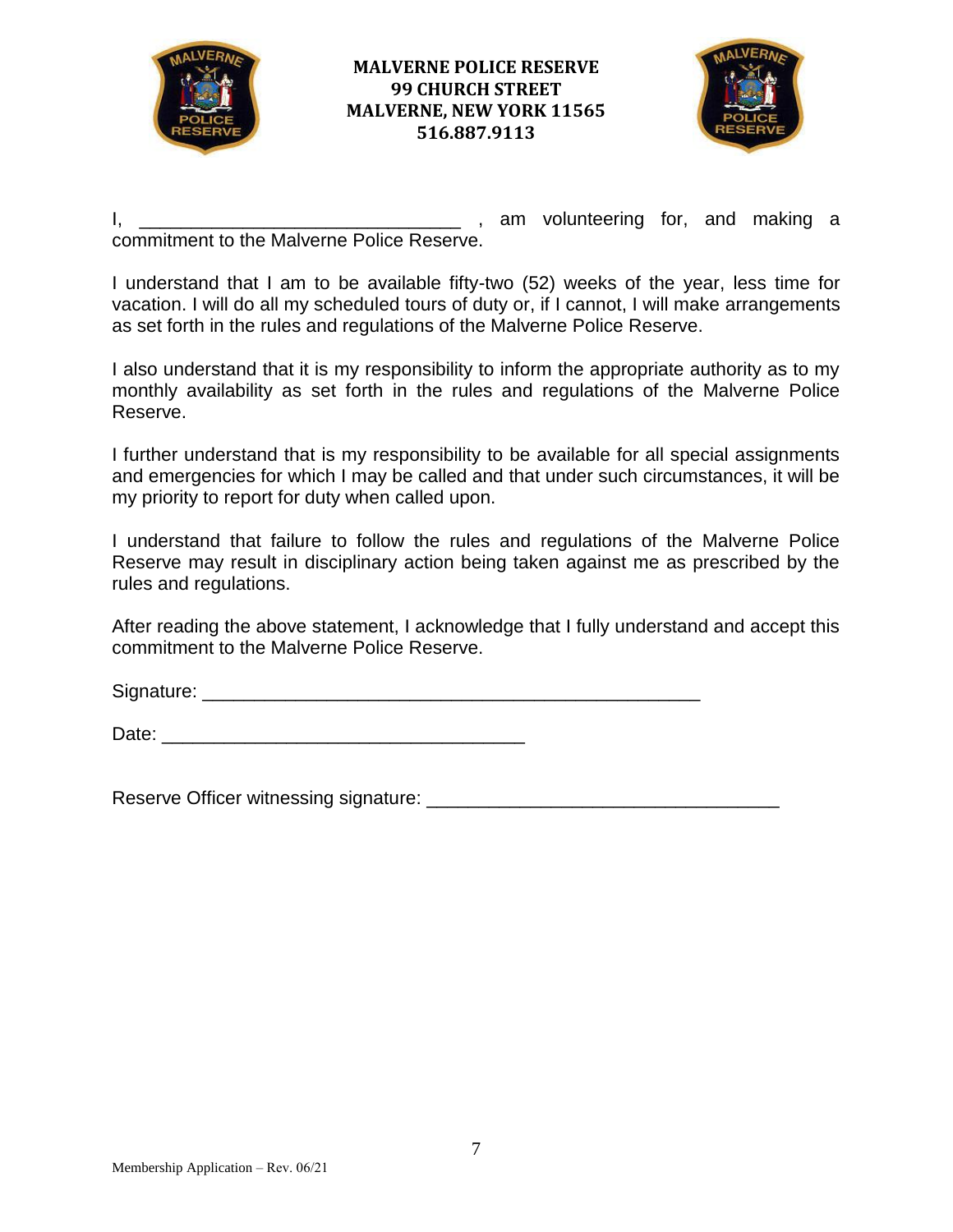**MALVERNE POLICE RESERVE**
**99 CHURCH STREET**
**MALVERNE, NEW YORK 11565**
**516.887.9113**

I, _______________________________ , am volunteering for, and making a commitment to the Malverne Police Reserve.

I understand that I am to be available fifty-two (52) weeks of the year, less time for vacation. I will do all my scheduled tours of duty or, if I cannot, I will make arrangements as set forth in the rules and regulations of the Malverne Police Reserve.

I also understand that it is my responsibility to inform the appropriate authority as to my monthly availability as set forth in the rules and regulations of the Malverne Police Reserve.

I further understand that is my responsibility to be available for all special assignments and emergencies for which I may be called and that under such circumstances, it will be my priority to report for duty when called upon.

I understand that failure to follow the rules and regulations of the Malverne Police Reserve may result in disciplinary action being taken against me as prescribed by the rules and regulations.

After reading the above statement, I acknowledge that I fully understand and accept this commitment to the Malverne Police Reserve.

Signature: ________________________________________________

Date: ___________________________________

Reserve Officer witnessing signature: _________________________________

Membership Application – Rev. 06/21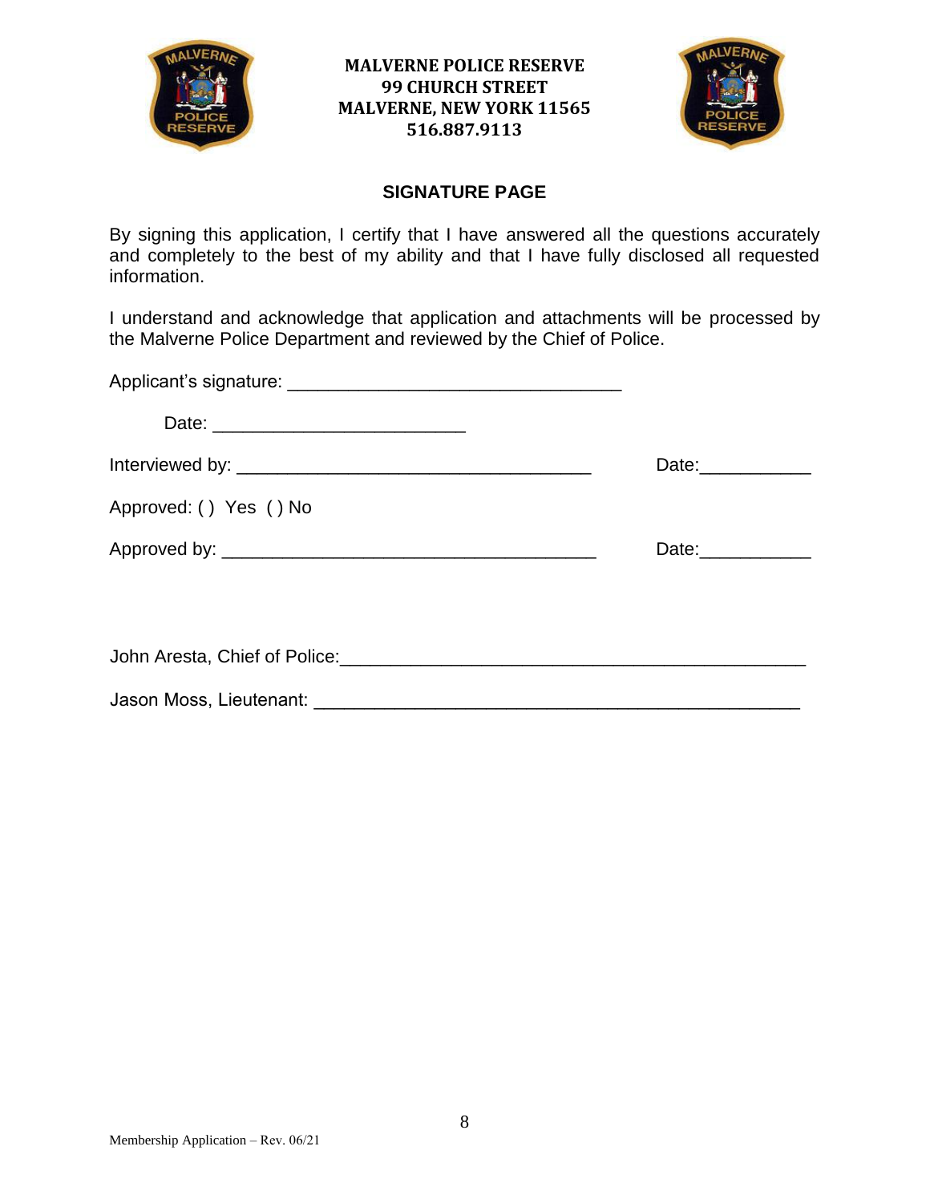**MALVERNE POLICE RESERVE**
**99 CHURCH STREET**
**MALVERNE, NEW YORK 11565**
**516.887.9113**

## SIGNATURE PAGE

By signing this application, I certify that I have answered all the questions accurately and completely to the best of my ability and that I have fully disclosed all requested information.

I understand and acknowledge that application and attachments will be processed by the Malverne Police Department and reviewed by the Chief of Police.

Applicant's signature: _________________________________

Date: _________________________

Interviewed by: ___________________________________ Date:___________

Approved: ( ) Yes ( ) No

Approved by: _____________________________________ Date:___________

John Aresta, Chief of Police:______________________________________________

Jason Moss, Lieutenant: ________________________________________________

Membership Application – Rev. 06/21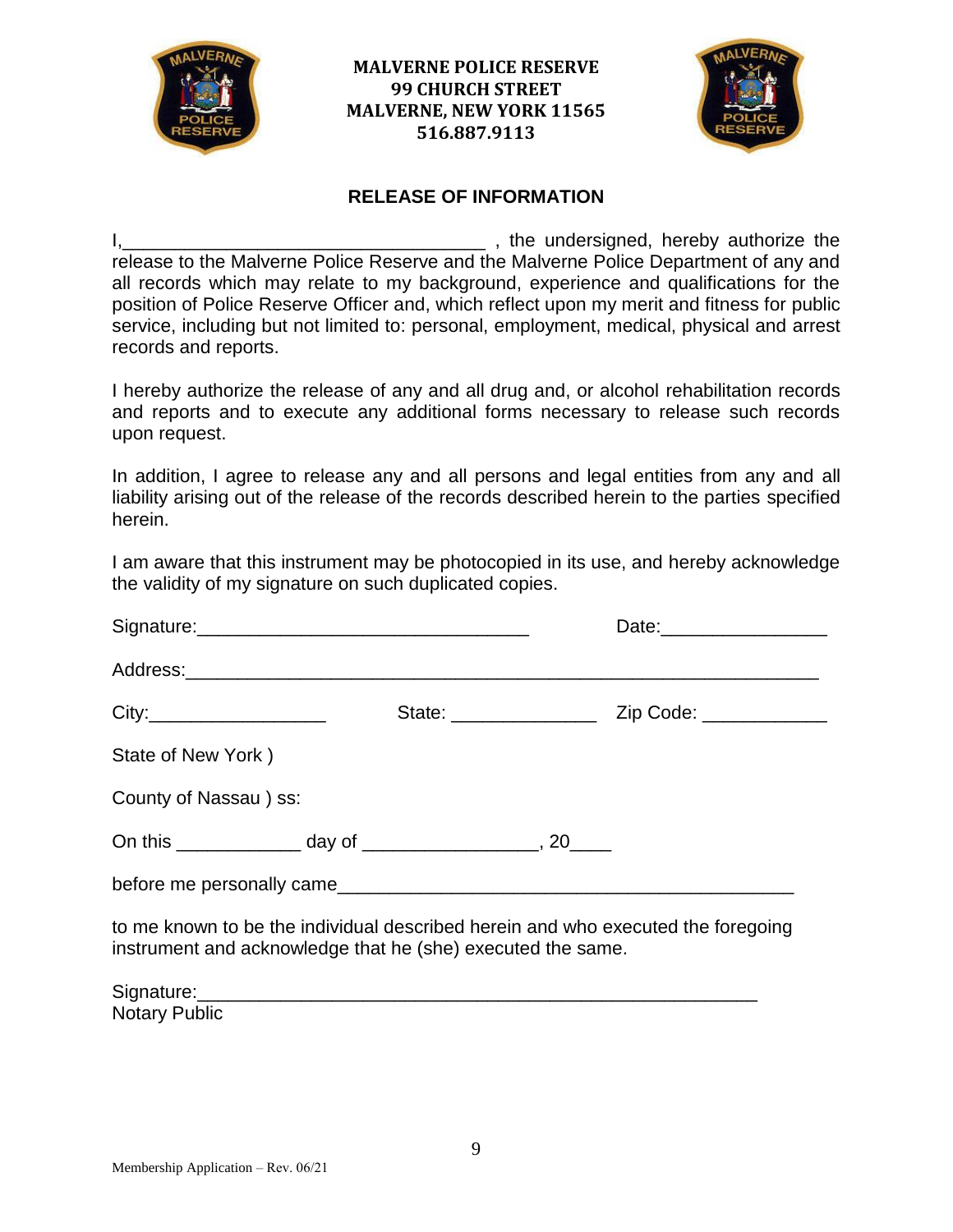**MALVERNE POLICE RESERVE**
**99 CHURCH STREET**
**MALVERNE, NEW YORK 11565**
**516.887.9113**

## RELEASE OF INFORMATION

I,___________________________________ , the undersigned, hereby authorize the release to the Malverne Police Reserve and the Malverne Police Department of any and all records which may relate to my background, experience and qualifications for the position of Police Reserve Officer and, which reflect upon my merit and fitness for public service, including but not limited to: personal, employment, medical, physical and arrest records and reports.

I hereby authorize the release of any and all drug and, or alcohol rehabilitation records and reports and to execute any additional forms necessary to release such records upon request.

In addition, I agree to release any and all persons and legal entities from any and all liability arising out of the release of the records described herein to the parties specified herein.

I am aware that this instrument may be photocopied in its use, and hereby acknowledge the validity of my signature on such duplicated copies.

Signature:________________________________ Date:________________

Address:______________________________________________________________

City:_________________ State: ______________ Zip Code: ____________

State of New York )

County of Nassau ) ss:

On this ____________ day of _________________, 20____

before me personally came_____________________________________________

to me known to be the individual described herein and who executed the foregoing instrument and acknowledge that he (she) executed the same.

Signature:_______________________________________________________
Notary Public

Membership Application – Rev. 06/21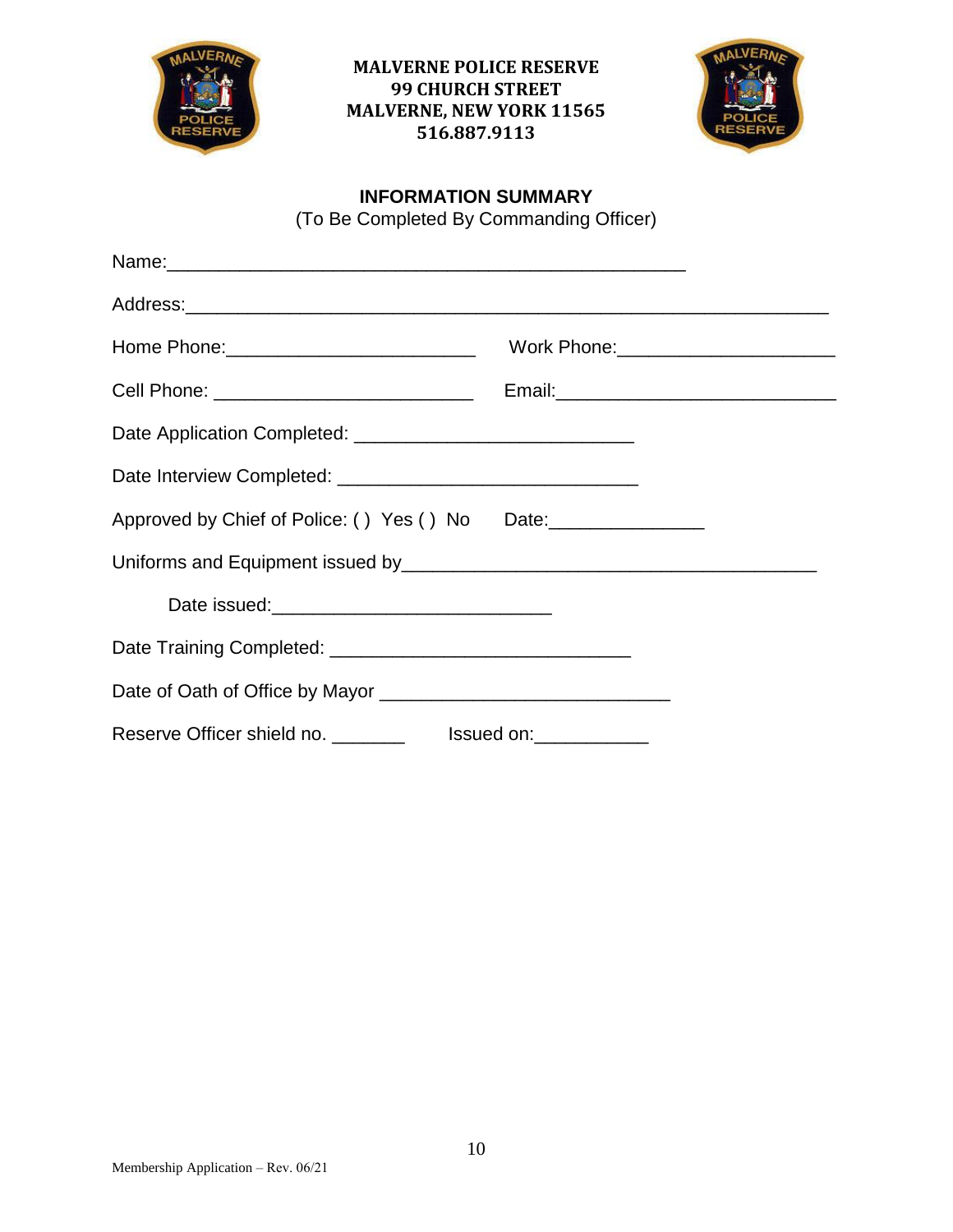**MALVERNE POLICE RESERVE**
**99 CHURCH STREET**
**MALVERNE, NEW YORK 11565**
**516.887.9113**

## INFORMATION SUMMARY

(To Be Completed By Commanding Officer)

Name:_______________________________________________

Address:____________________________________________________________

Home Phone:________________________ Work Phone:_____________________

Cell Phone: _________________________ Email:___________________________

Date Application Completed: ___________________________

Date Interview Completed: _____________________________

Approved by Chief of Police: ( ) Yes ( ) No Date:_______________

Uniforms and Equipment issued by_______________________________________

Date issued:___________________________

Date Training Completed: _____________________________

Date of Oath of Office by Mayor ___________________________

Reserve Officer shield no. _______ Issued on:___________

Membership Application – Rev. 06/21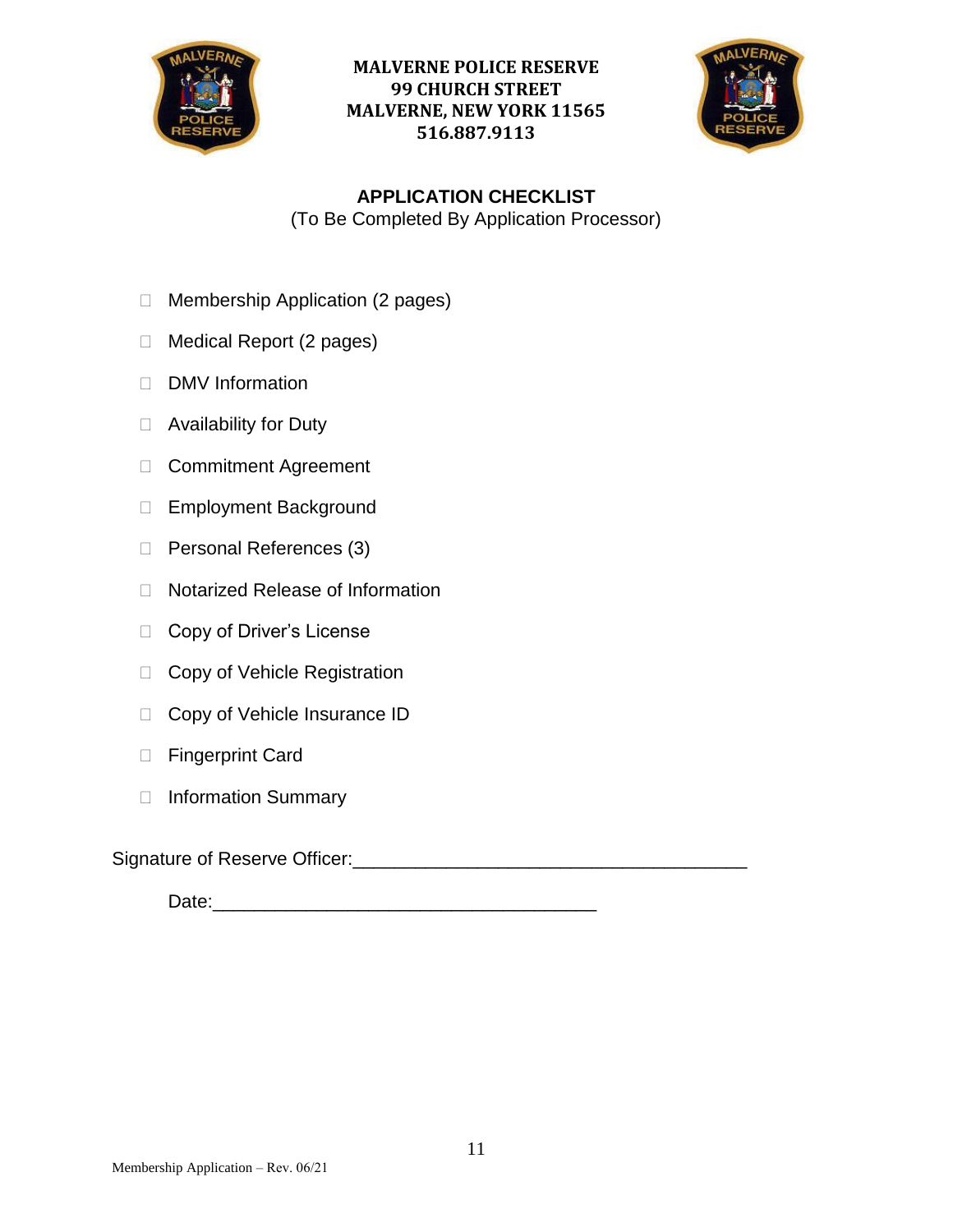**MALVERNE POLICE RESERVE**
**99 CHURCH STREET**
**MALVERNE, NEW YORK 11565**
**516.887.9113**

## APPLICATION CHECKLIST

(To Be Completed By Application Processor)

- ☐ Membership Application (2 pages)
- ☐ Medical Report (2 pages)
- ☐ DMV Information
- ☐ Availability for Duty
- ☐ Commitment Agreement
- ☐ Employment Background
- ☐ Personal References (3)
- ☐ Notarized Release of Information
- ☐ Copy of Driver's License
- ☐ Copy of Vehicle Registration
- ☐ Copy of Vehicle Insurance ID
- ☐ Fingerprint Card
- ☐ Information Summary

Signature of Reserve Officer:______________________________________

Date:_____________________________________

Membership Application – Rev. 06/21